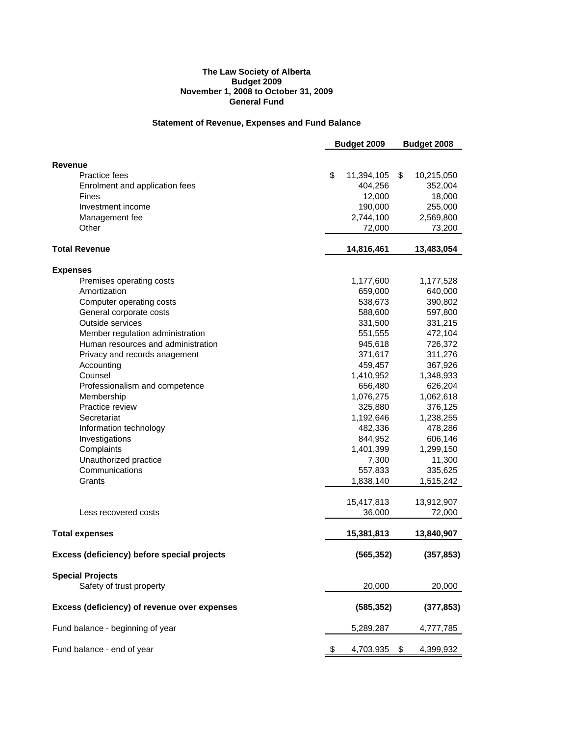**The Law Society of Alberta**
**Budget 2009**
**November 1, 2008 to October 31, 2009**
**General Fund**

## Statement of Revenue, Expenses and Fund Balance

| | Budget 2009 | Budget 2008 |
|---|---|---|
| **Revenue** | | |
| Practice fees | $ 11,394,105 | $ 10,215,050 |
| Enrolment and application fees | 404,256 | 352,004 |
| Fines | 12,000 | 18,000 |
| Investment income | 190,000 | 255,000 |
| Management fee | 2,744,100 | 2,569,800 |
| Other | 72,000 | 73,200 |
| **Total Revenue** | **14,816,461** | **13,483,054** |
| **Expenses** | | |
| Premises operating costs | 1,177,600 | 1,177,528 |
| Amortization | 659,000 | 640,000 |
| Computer operating costs | 538,673 | 390,802 |
| General corporate costs | 588,600 | 597,800 |
| Outside services | 331,500 | 331,215 |
| Member regulation administration | 551,555 | 472,104 |
| Human resources and administration | 945,618 | 726,372 |
| Privacy and records anagement | 371,617 | 311,276 |
| Accounting | 459,457 | 367,926 |
| Counsel | 1,410,952 | 1,348,933 |
| Professionalism and competence | 656,480 | 626,204 |
| Membership | 1,076,275 | 1,062,618 |
| Practice review | 325,880 | 376,125 |
| Secretariat | 1,192,646 | 1,238,255 |
| Information technology | 482,336 | 478,286 |
| Investigations | 844,952 | 606,146 |
| Complaints | 1,401,399 | 1,299,150 |
| Unauthorized practice | 7,300 | 11,300 |
| Communications | 557,833 | 335,625 |
| Grants | 1,838,140 | 1,515,242 |
| | 15,417,813 | 13,912,907 |
| Less recovered costs | 36,000 | 72,000 |
| **Total expenses** | **15,381,813** | **13,840,907** |
| **Excess (deficiency) before special projects** | **(565,352)** | **(357,853)** |
| **Special Projects** | | |
| Safety of trust property | 20,000 | 20,000 |
| **Excess (deficiency) of revenue over expenses** | **(585,352)** | **(377,853)** |
| Fund balance - beginning of year | 5,289,287 | 4,777,785 |
| Fund balance - end of year | $ 4,703,935 | $ 4,399,932 |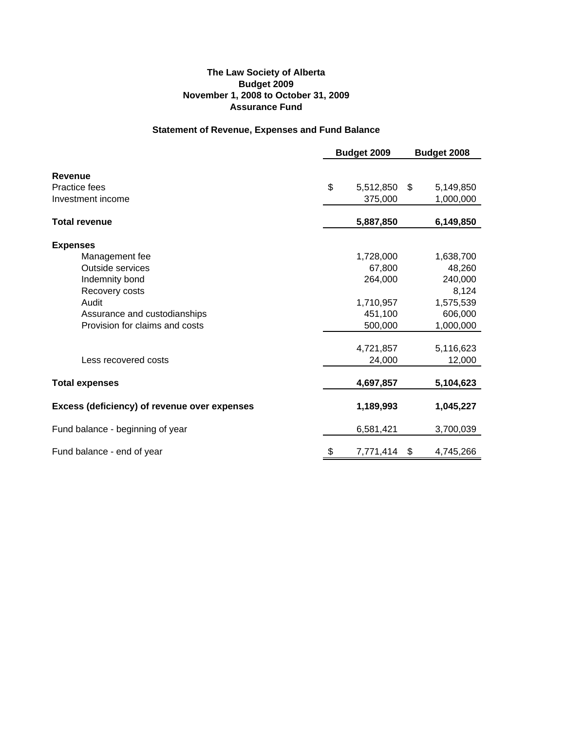**The Law Society of Alberta**
**Budget 2009**
**November 1, 2008 to October 31, 2009**
**Assurance Fund**

**Statement of Revenue, Expenses and Fund Balance**

| | Budget 2009 | Budget 2008 |
|---|---|---|
| **Revenue** | | |
| Practice fees | $ 5,512,850 | $ 5,149,850 |
| Investment income | 375,000 | 1,000,000 |
| **Total revenue** | **5,887,850** | **6,149,850** |
| **Expenses** | | |
| Management fee | 1,728,000 | 1,638,700 |
| Outside services | 67,800 | 48,260 |
| Indemnity bond | 264,000 | 240,000 |
| Recovery costs | | 8,124 |
| Audit | 1,710,957 | 1,575,539 |
| Assurance and custodianships | 451,100 | 606,000 |
| Provision for claims and costs | 500,000 | 1,000,000 |
| | 4,721,857 | 5,116,623 |
| Less recovered costs | 24,000 | 12,000 |
| **Total expenses** | **4,697,857** | **5,104,623** |
| **Excess (deficiency) of revenue over expenses** | **1,189,993** | **1,045,227** |
| Fund balance - beginning of year | 6,581,421 | 3,700,039 |
| Fund balance - end of year | $ 7,771,414 | $ 4,745,266 |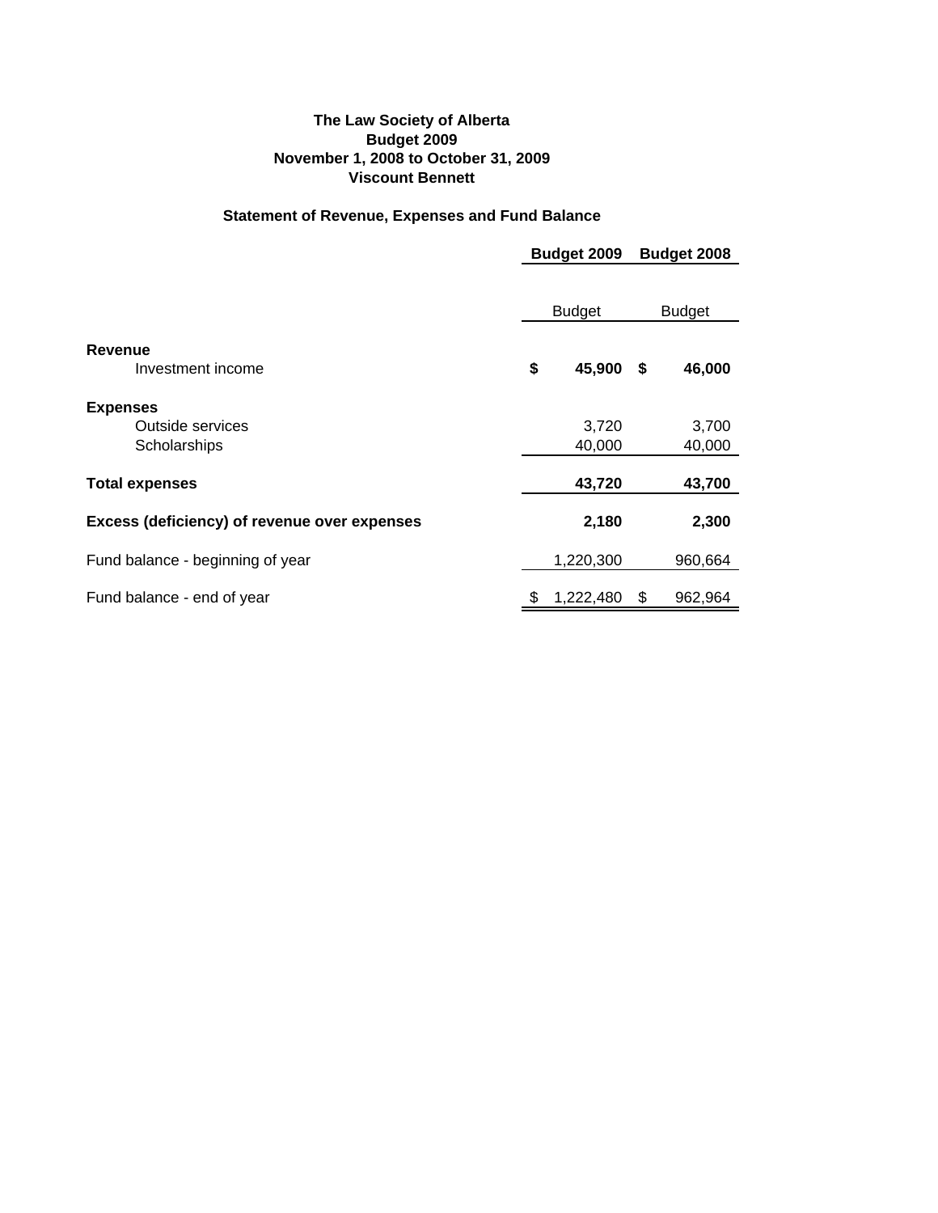**The Law Society of Alberta**
**Budget 2009**
**November 1, 2008 to October 31, 2009**
**Viscount Bennett**

**Statement of Revenue, Expenses and Fund Balance**

| | **Budget 2009** | **Budget 2008** |
|---|---|---|
| | Budget | Budget |
| **Revenue** | | |
| Investment income | **$ 45,900** | **$ 46,000** |
| **Expenses** | | |
| Outside services | 3,720 | 3,700 |
| Scholarships | 40,000 | 40,000 |
| **Total expenses** | **43,720** | **43,700** |
| **Excess (deficiency) of revenue over expenses** | **2,180** | **2,300** |
| Fund balance - beginning of year | 1,220,300 | 960,664 |
| Fund balance - end of year | $ 1,222,480 | $ 962,964 |